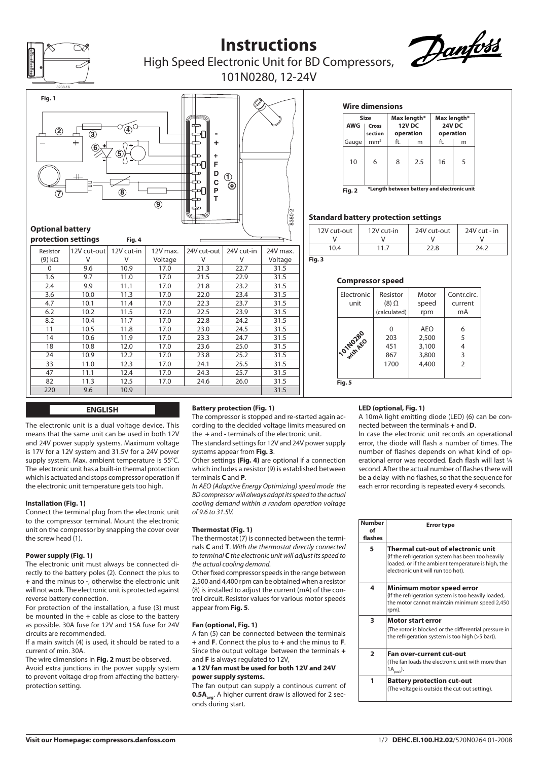# Instructions

High Speed Electronic Unit for BD Compressors, 101N0280, 12-24V

Fig. 1

**Optional battery protection settings** Fig. 4

| Resistor (9) kΩ | 12V cut-out V | 12V cut-in V | 12V max. Voltage | 24V cut-out V | 24V cut-in V | 24V max. Voltage |
|---|---|---|---|---|---|---|
| 0 | 9.6 | 10.9 | 17.0 | 21.3 | 22.7 | 31.5 |
| 1.6 | 9.7 | 11.0 | 17.0 | 21.5 | 22.9 | 31.5 |
| 2.4 | 9.9 | 11.1 | 17.0 | 21.8 | 23.2 | 31.5 |
| 3.6 | 10.0 | 11.3 | 17.0 | 22.0 | 23.4 | 31.5 |
| 4.7 | 10.1 | 11.4 | 17.0 | 22.3 | 23.7 | 31.5 |
| 6.2 | 10.2 | 11.5 | 17.0 | 22.5 | 23.9 | 31.5 |
| 8.2 | 10.4 | 11.7 | 17.0 | 22.8 | 24.2 | 31.5 |
| 11 | 10.5 | 11.8 | 17.0 | 23.0 | 24.5 | 31.5 |
| 14 | 10.6 | 11.9 | 17.0 | 23.3 | 24.7 | 31.5 |
| 18 | 10.8 | 12.0 | 17.0 | 23.6 | 25.0 | 31.5 |
| 24 | 10.9 | 12.2 | 17.0 | 23.8 | 25.2 | 31.5 |
| 33 | 11.0 | 12.3 | 17.0 | 24.1 | 25.5 | 31.5 |
| 47 | 11.1 | 12.4 | 17.0 | 24.3 | 25.7 | 31.5 |
| 82 | 11.3 | 12.5 | 17.0 | 24.6 | 26.0 | 31.5 |
| 220 | 9.6 | 10.9 | | | | 31.5 |

**Wire dimensions**

| Size AWG | Cross section | Max length* 12V DC operation | | Max length* 24V DC operation | |
|---|---|---|---|---|---|
| Gauge | mm² | ft. | m | ft. | m |
| 10 | 6 | 8 | 2.5 | 16 | 5 |

Fig. 2 *Length between battery and electronic unit

**Standard battery protection settings**

| 12V cut-out V | 12V cut-in V | 24V cut-out V | 24V cut - in V |
|---|---|---|---|
| 10.4 | 11.7 | 22.8 | 24.2 |

Fig. 3

**Compressor speed**

| Electronic unit | Resistor (8) Ω (calculated) | Motor speed rpm | Contr.circ. current mA |
|---|---|---|---|
| 101N0280 with AEO | 0 | AEO | 6 |
| | 203 | 2,500 | 5 |
| | 451 | 3,100 | 4 |
| | 867 | 3,800 | 3 |
| | 1700 | 4,400 | 2 |

Fig. 5

## ENGLISH

The electronic unit is a dual voltage device. This means that the same unit can be used in both 12V and 24V power supply systems. Maximum voltage is 17V for a 12V system and 31.5V for a 24V power supply system. Max. ambient temperature is 55°C. The electronic unit has a built-in thermal protection which is actuated and stops compressor operation if the electronic unit temperature gets too high.

**Installation (Fig. 1)**

Connect the terminal plug from the electronic unit to the compressor terminal. Mount the electronic unit on the compressor by snapping the cover over the screw head (1).

**Power supply (Fig. 1)**

The electronic unit must always be connected directly to the battery poles (2). Connect the plus to **+** and the minus to **-**, otherwise the electronic unit will not work. The electronic unit is protected against reverse battery connection.

For protection of the installation, a fuse (3) must be mounted in the **+** cable as close to the battery as possible. 30A fuse for 12V and 15A fuse for 24V circuits are recommended.

If a main switch (4) is used, it should be rated to a current of min. 30A.

The wire dimensions in **Fig. 2** must be observed.

Avoid extra junctions in the power supply system to prevent voltage drop from affecting the battery-protection setting.

**Battery protection (Fig. 1)**

The compressor is stopped and re-started again according to the decided voltage limits measured on the **+** and **-** terminals of the electronic unit.

The standard settings for 12V and 24V power supply systems appear from **Fig. 3**.

Other settings **(Fig. 4)** are optional if a connection which includes a resistor (9) is established between terminals **C** and **P**.

*In AEO (Adaptive Energy Optimizing) speed mode the BD compressor will always adapt its speed to the actual cooling demand within a random operation voltage of 9.6 to 31.5V.*

**Thermostat (Fig. 1)**

The thermostat (7) is connected between the terminals **C** and **T**. *With the thermostat directly connected to terminal **C** the electronic unit will adjust its speed to the actual cooling demand.*

Other fixed compressor speeds in the range between 2,500 and 4,400 rpm can be obtained when a resistor (8) is installed to adjust the current (mA) of the control circuit. Resistor values for various motor speeds appear from **Fig. 5**.

**Fan (optional, Fig. 1)**

A fan (5) can be connected between the terminals **+** and **F**. Connect the plus to **+** and the minus to **F**. Since the output voltage between the terminals **+** and **F** is always regulated to 12V,

**a 12V fan must be used for both 12V and 24V power supply systems.**

The fan output can supply a continous current of **0.5A$_{avg}$**. A higher current draw is allowed for 2 seconds during start.

**LED (optional, Fig. 1)**

A 10mA light emitting diode (LED) (6) can be connected between the terminals **+** and **D**.

In case the electronic unit records an operational error, the diode will flash a number of times. The number of flashes depends on what kind of operational error was recorded. Each flash will last ¼ second. After the actual number of flashes there will be a delay with no flashes, so that the sequence for each error recording is repeated every 4 seconds.

| Number of flashes | Error type |
|---|---|
| 5 | **Thermal cut-out of electronic unit** (If the refrigeration system has been too heavily loaded, or if the ambient temperature is high, the electronic unit will run too hot). |
| 4 | **Minimum motor speed error** (If the refrigeration system is too heavily loaded, the motor cannot maintain minimum speed 2,450 rpm). |
| 3 | **Motor start error** (The rotor is blocked or the differential pressure in the refrigeration system is too high (>5 bar)). |
| 2 | **Fan over-current cut-out** (The fan loads the electronic unit with more than 1A$_{peak}$). |
| 1 | **Battery protection cut-out** (The voltage is outside the cut-out setting). |

**Visit our Homepage: compressors.danfoss.com**

**DEHC.EI.100.H2.02**/520N0264 01-2008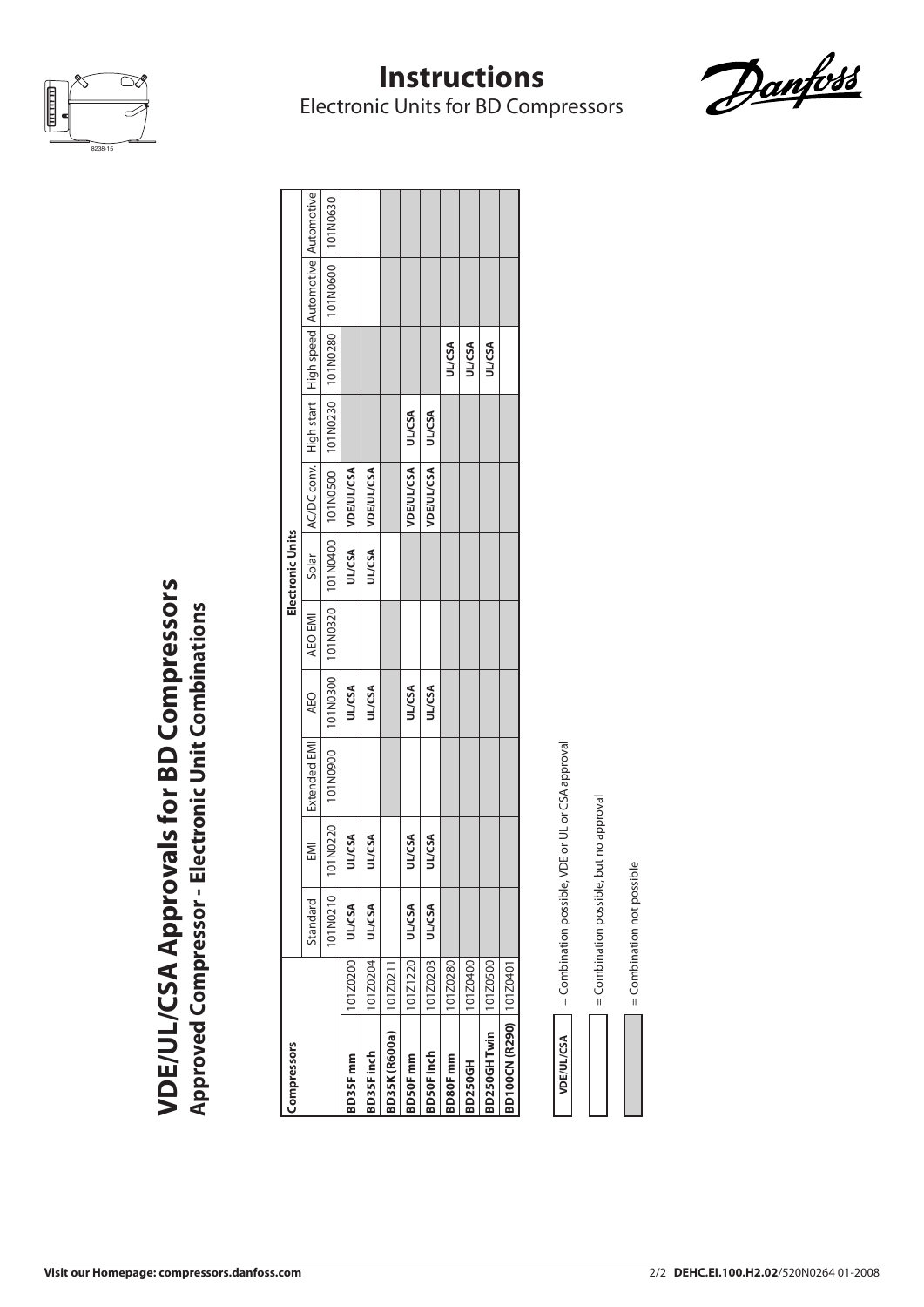# VDE/UL/CSA Approvals for BD Compressors

## Approved Compressor - Electronic Unit Combinations

| Compressors | | Electronic Units | | | | | | | | | | |
|---|---|---|---|---|---|---|---|---|---|---|---|---|
| | | Standard | EMI | Extended EMI | AEO | AEO EMI | Solar | AC/DC conv. | High start | High speed | Automotive | Automotive |
| | | 101N0210 | 101N0220 | 101N0900 | 101N0300 | 101N0320 | 101N0400 | 101N0500 | 101N0230 | 101N0280 | 101N0600 | 101N0630 |
| **BD35F mm** | 101Z0200 | **UL/CSA** | **UL/CSA** | | **UL/CSA** | | **UL/CSA** | **VDE/UL/CSA** | | | | |
| **BD35F inch** | 101Z0204 | **UL/CSA** | **UL/CSA** | | **UL/CSA** | | **UL/CSA** | **VDE/UL/CSA** | | | | |
| **BD35K (R600a)** | 101Z0211 | | | | | | | | | | | |
| **BD50F mm** | 101Z1220 | **UL/CSA** | **UL/CSA** | | **UL/CSA** | | | **VDE/UL/CSA** | **UL/CSA** | | | |
| **BD50F inch** | 101Z0203 | **UL/CSA** | **UL/CSA** | | **UL/CSA** | | | **VDE/UL/CSA** | **UL/CSA** | | | |
| **BD80F mm** | 101Z0280 | | | | | | | | | **UL/CSA** | | |
| **BD250GH** | 101Z0400 | | | | | | | | | **UL/CSA** | | |
| **BD250GH Twin** | 101Z0500 | | | | | | | | | **UL/CSA** | | |
| **BD100CN (R290)** | 101Z0401 | | | | | | | | | | | |

**VDE/UL/CSA** = Combination possible, VDE or UL or CSA approval

(blank) = Combination possible, but no approval

(shaded) = Combination not possible